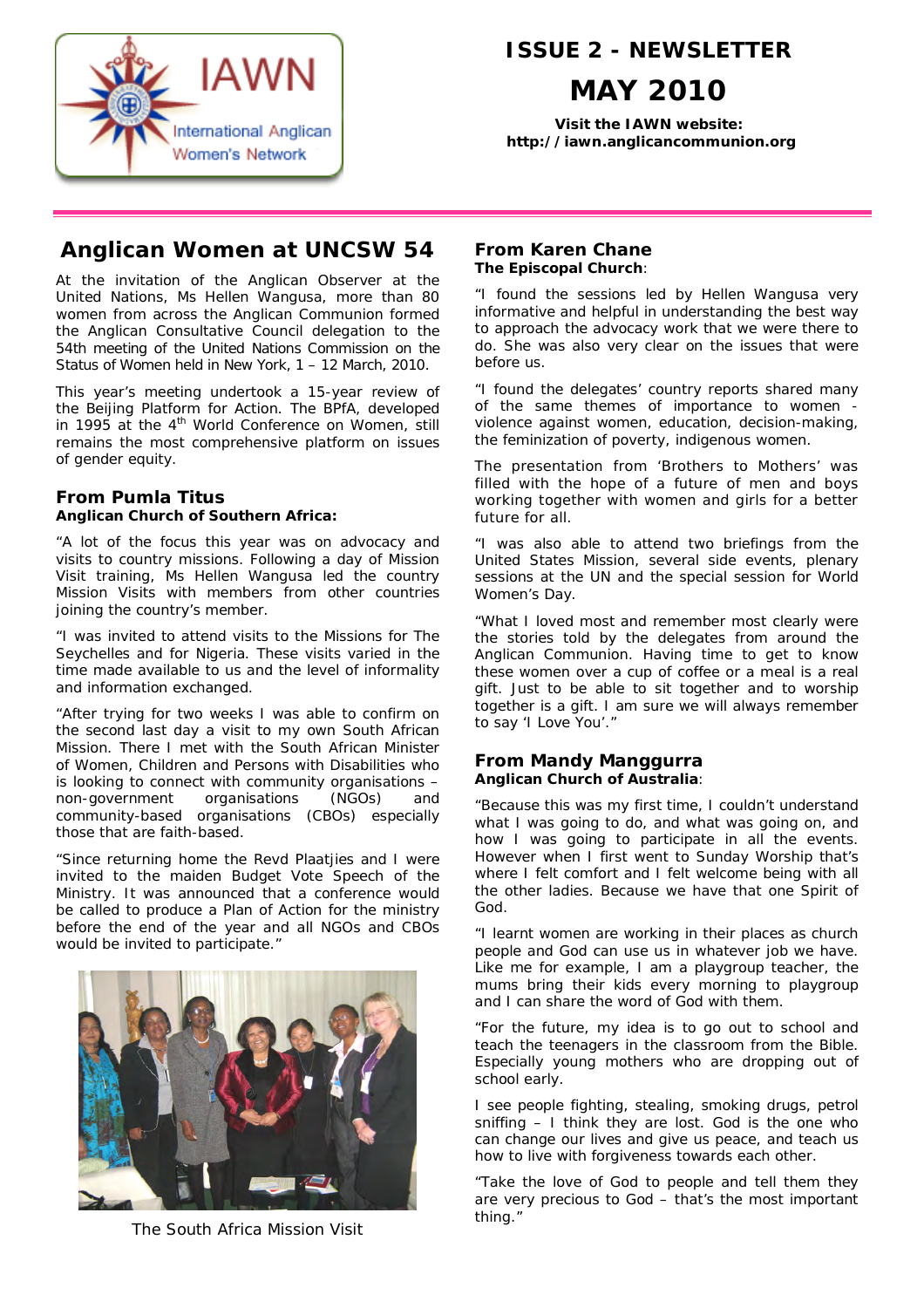IAWN

International Anglican Women's Network

# ISSUE 2 - NEWSLETTER

# MAY 2010

**Visit the IAWN website: http://iawn.anglicancommunion.org**

## Anglican Women at UNCSW 54

At the invitation of the Anglican Observer at the United Nations, Ms Hellen Wangusa, more than 80 women from across the Anglican Communion formed the Anglican Consultative Council delegation to the 54th meeting of the United Nations Commission on the Status of Women held in New York, 1 – 12 March, 2010.

This year's meeting undertook a 15-year review of the Beijing Platform for Action. The BPfA, developed in 1995 at the 4th World Conference on Women, still remains the most comprehensive platform on issues of gender equity.

### From Pumla Titus

**Anglican Church of Southern Africa:**

"A lot of the focus this year was on advocacy and visits to country missions. Following a day of Mission Visit training, Ms Hellen Wangusa led the country Mission Visits with members from other countries joining the country's member.

"I was invited to attend visits to the Missions for The Seychelles and for Nigeria. These visits varied in the time made available to us and the level of informality and information exchanged.

"After trying for two weeks I was able to confirm on the second last day a visit to my own South African Mission. There I met with the South African Minister of Women, Children and Persons with Disabilities who is looking to connect with community organisations – non-government organisations (NGOs) and community-based organisations (CBOs) especially those that are faith-based.

"Since returning home the Revd Plaatjies and I were invited to the maiden Budget Vote Speech of the Ministry. It was announced that a conference would be called to produce a Plan of Action for the ministry before the end of the year and all NGOs and CBOs would be invited to participate."

The South Africa Mission Visit

### From Karen Chane

**The Episcopal Church**:

"I found the sessions led by Hellen Wangusa very informative and helpful in understanding the best way to approach the advocacy work that we were there to do. She was also very clear on the issues that were before us.

"I found the delegates' country reports shared many of the same themes of importance to women - violence against women, education, decision-making, the feminization of poverty, indigenous women.

The presentation from 'Brothers to Mothers' was filled with the hope of a future of men and boys working together with women and girls for a better future for all.

"I was also able to attend two briefings from the United States Mission, several side events, plenary sessions at the UN and the special session for World Women's Day.

"What I loved most and remember most clearly were the stories told by the delegates from around the Anglican Communion. Having time to get to know these women over a cup of coffee or a meal is a real gift. Just to be able to sit together and to worship together is a gift. I am sure we will always remember to say 'I Love You'."

### From Mandy Manggurra

**Anglican Church of Australia**:

"Because this was my first time, I couldn't understand what I was going to do, and what was going on, and how I was going to participate in all the events. However when I first went to Sunday Worship that's where I felt comfort and I felt welcome being with all the other ladies. Because we have that one Spirit of God.

"I learnt women are working in their places as church people and God can use us in whatever job we have. Like me for example, I am a playgroup teacher, the mums bring their kids every morning to playgroup and I can share the word of God with them.

"For the future, my idea is to go out to school and teach the teenagers in the classroom from the Bible. Especially young mothers who are dropping out of school early.

I see people fighting, stealing, smoking drugs, petrol sniffing – I think they are lost. God is the one who can change our lives and give us peace, and teach us how to live with forgiveness towards each other.

"Take the love of God to people and tell them they are very precious to God – that's the most important thing."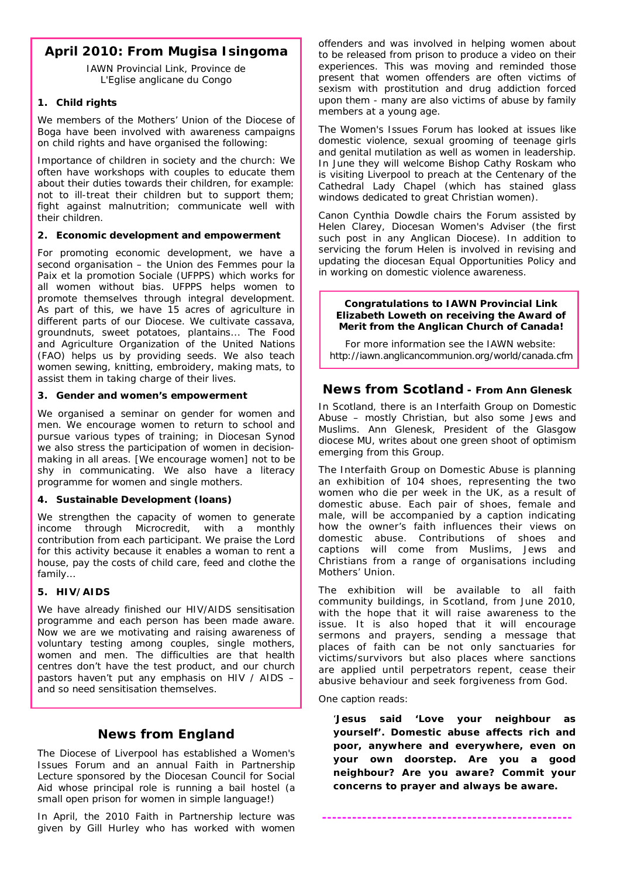## April 2010: From Mugisa Isingoma

IAWN Provincial Link, Province de L'Eglise anglicane du Congo

### 1. Child rights

We members of the Mothers' Union of the Diocese of Boga have been involved with awareness campaigns on child rights and have organised the following:

Importance of children in society and the church: We often have workshops with couples to educate them about their duties towards their children, for example: not to ill-treat their children but to support them; fight against malnutrition; communicate well with their children.

### 2. Economic development and empowerment

For promoting economic development, we have a second organisation – the Union des Femmes pour la Paix et la promotion Sociale (UFPPS) which works for all women without bias. UFPPS helps women to promote themselves through integral development. As part of this, we have 15 acres of agriculture in different parts of our Diocese. We cultivate cassava, groundnuts, sweet potatoes, plantains… The Food and Agriculture Organization of the United Nations (FAO) helps us by providing seeds. We also teach women sewing, knitting, embroidery, making mats, to assist them in taking charge of their lives.

### 3. Gender and women's empowerment

We organised a seminar on gender for women and men. We encourage women to return to school and pursue various types of training; in Diocesan Synod we also stress the participation of women in decision-making in all areas. [We encourage women] not to be shy in communicating. We also have a literacy programme for women and single mothers.

### 4. Sustainable Development (loans)

We strengthen the capacity of women to generate income through Microcredit, with a monthly contribution from each participant. We praise the Lord for this activity because it enables a woman to rent a house, pay the costs of child care, feed and clothe the family…

### 5. HIV/AIDS

We have already finished our HIV/AIDS sensitisation programme and each person has been made aware. Now we are we motivating and raising awareness of voluntary testing among couples, single mothers, women and men. The difficulties are that health centres don't have the test product, and our church pastors haven't put any emphasis on HIV / AIDS – and so need sensitisation themselves.

## News from England

The Diocese of Liverpool has established a Women's Issues Forum and an annual Faith in Partnership Lecture sponsored by the Diocesan Council for Social Aid whose principal role is running a bail hostel (a small open prison for women in simple language!)

In April, the 2010 Faith in Partnership lecture was given by Gill Hurley who has worked with women offenders and was involved in helping women about to be released from prison to produce a video on their experiences. This was moving and reminded those present that women offenders are often victims of sexism with prostitution and drug addiction forced upon them - many are also victims of abuse by family members at a young age.

The Women's Issues Forum has looked at issues like domestic violence, sexual grooming of teenage girls and genital mutilation as well as women in leadership. In June they will welcome Bishop Cathy Roskam who is visiting Liverpool to preach at the Centenary of the Cathedral Lady Chapel (which has stained glass windows dedicated to great Christian women).

Canon Cynthia Dowdle chairs the Forum assisted by Helen Clarey, Diocesan Women's Adviser (the first such post in any Anglican Diocese). In addition to servicing the forum Helen is involved in revising and updating the diocesan Equal Opportunities Policy and in working on domestic violence awareness.

**Congratulations to IAWN Provincial Link Elizabeth Loweth on receiving the Award of Merit from the Anglican Church of Canada!**

For more information see the IAWN website: http://iawn.anglicancommunion.org/world/canada.cfm

## News from Scotland - From Ann Glenesk

In Scotland, there is an Interfaith Group on Domestic Abuse – mostly Christian, but also some Jews and Muslims. Ann Glenesk, President of the Glasgow diocese MU, writes about one green shoot of optimism emerging from this Group.

The Interfaith Group on Domestic Abuse is planning an exhibition of 104 shoes, representing the two women who die per week in the UK, as a result of domestic abuse. Each pair of shoes, female and male, will be accompanied by a caption indicating how the owner's faith influences their views on domestic abuse. Contributions of shoes and captions will come from Muslims, Jews and Christians from a range of organisations including Mothers' Union.

The exhibition will be available to all faith community buildings, in Scotland, from June 2010, with the hope that it will raise awareness to the issue. It is also hoped that it will encourage sermons and prayers, sending a message that places of faith can be not only sanctuaries for victims/survivors but also places where sanctions are applied until perpetrators repent, cease their abusive behaviour and seek forgiveness from God.

One caption reads:

> **'Jesus said 'Love your neighbour as yourself'. Domestic abuse affects rich and poor, anywhere and everywhere, even on your own doorstep. Are you a good neighbour? Are you aware? Commit your concerns to prayer and always be aware.**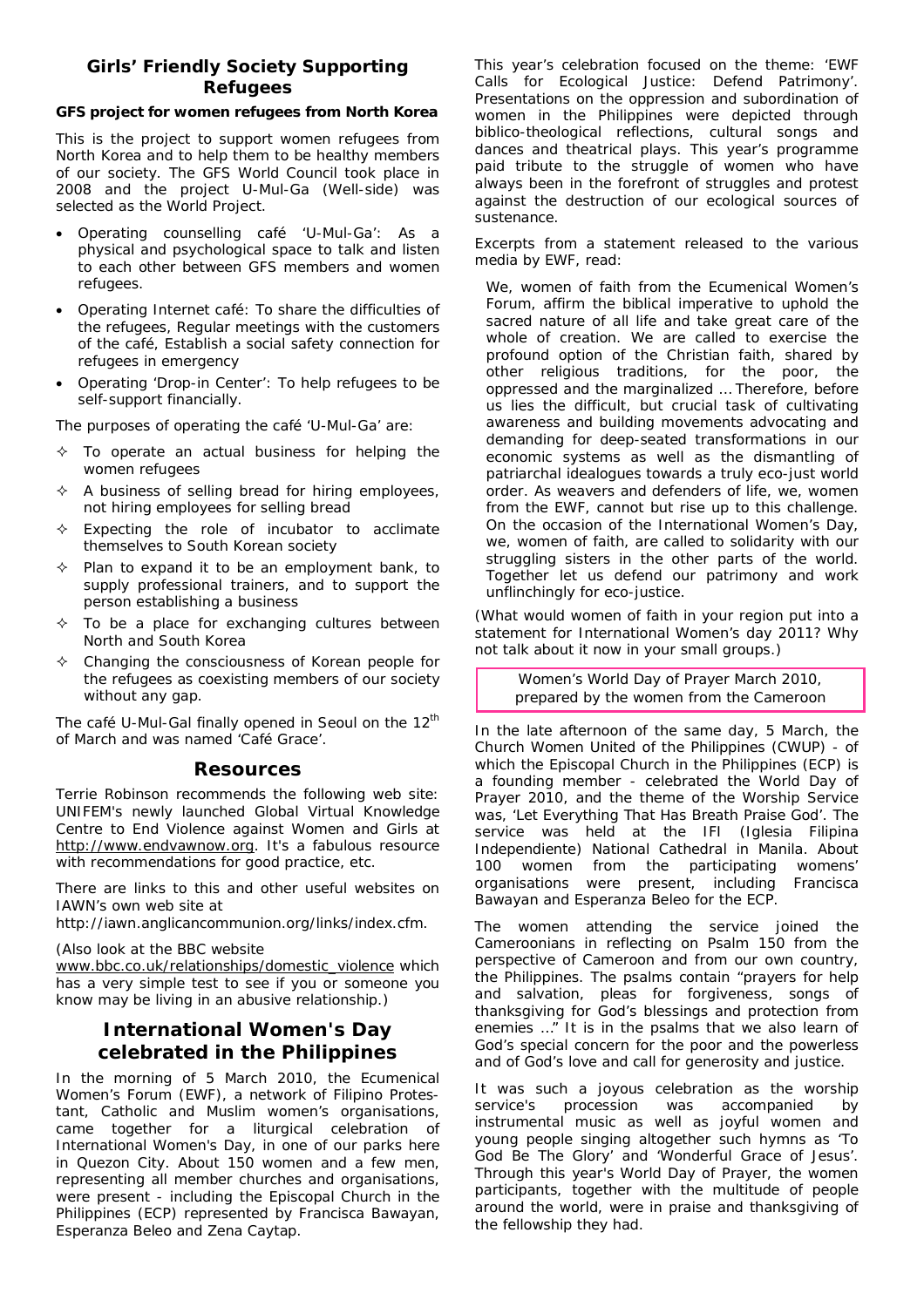## Girls' Friendly Society Supporting Refugees

**GFS project for women refugees from North Korea**

This is the project to support women refugees from North Korea and to help them to be healthy members of our society. The GFS World Council took place in 2008 and the project U-Mul-Ga (Well-side) was selected as the World Project.

- Operating counselling café 'U-Mul-Ga': As a physical and psychological space to talk and listen to each other between GFS members and women refugees.
- Operating Internet café: To share the difficulties of the refugees, Regular meetings with the customers of the café, Establish a social safety connection for refugees in emergency
- Operating 'Drop-in Center': To help refugees to be self-support financially.

The purposes of operating the café 'U-Mul-Ga' are:

- ✧ To operate an actual business for helping the women refugees
- ✧ A business of selling bread for hiring employees, not hiring employees for selling bread
- ✧ Expecting the role of incubator to acclimate themselves to South Korean society
- ✧ Plan to expand it to be an employment bank, to supply professional trainers, and to support the person establishing a business
- ✧ To be a place for exchanging cultures between North and South Korea
- ✧ Changing the consciousness of Korean people for the refugees as coexisting members of our society without any gap.

The café U-Mul-Gal finally opened in Seoul on the 12th of March and was named 'Café Grace'.

## Resources

Terrie Robinson recommends the following web site: UNIFEM's newly launched Global Virtual Knowledge Centre to End Violence against Women and Girls at http://www.endvawnow.org. It's a fabulous resource with recommendations for good practice, etc.

There are links to this and other useful websites on IAWN's own web site at http://iawn.anglicancommunion.org/links/index.cfm.

(Also look at the BBC website www.bbc.co.uk/relationships/domestic_violence which has a very simple test to see if you or someone you know may be living in an abusive relationship.)

## International Women's Day celebrated in the Philippines

In the morning of 5 March 2010, the Ecumenical Women's Forum (EWF), a network of Filipino Protestant, Catholic and Muslim women's organisations, came together for a liturgical celebration of International Women's Day, in one of our parks here in Quezon City. About 150 women and a few men, representing all member churches and organisations, were present - including the Episcopal Church in the Philippines (ECP) represented by Francisca Bawayan, Esperanza Beleo and Zena Caytap.

This year's celebration focused on the theme: 'EWF Calls for Ecological Justice: Defend Patrimony'. Presentations on the oppression and subordination of women in the Philippines were depicted through biblico-theological reflections, cultural songs and dances and theatrical plays. This year's programme paid tribute to the struggle of women who have always been in the forefront of struggles and protest against the destruction of our ecological sources of sustenance.

Excerpts from a statement released to the various media by EWF, read:

> *We, women of faith from the Ecumenical Women's Forum, affirm the biblical imperative to uphold the sacred nature of all life and take great care of the whole of creation. We are called to exercise the profound option of the Christian faith, shared by other religious traditions, for the poor, the oppressed and the marginalized … Therefore, before us lies the difficult, but crucial task of cultivating awareness and building movements advocating and demanding for deep-seated transformations in our economic systems as well as the dismantling of patriarchal idealogues towards a truly eco-just world order. As weavers and defenders of life, we, women from the EWF, cannot but rise up to this challenge. On the occasion of the International Women's Day, we, women of faith, are called to solidarity with our struggling sisters in the other parts of the world. Together let us defend our patrimony and work unflinchingly for eco-justice.*

(*What would women of faith in your region put into a statement for International Women's day 2011? Why not talk about it now in your small groups.*)

**Women's World Day of Prayer March 2010, prepared by the women from the Cameroon**

In the late afternoon of the same day, 5 March, the Church Women United of the Philippines (CWUP) - of which the Episcopal Church in the Philippines (ECP) is a founding member - celebrated the World Day of Prayer 2010, and the theme of the Worship Service was, 'Let Everything That Has Breath Praise God'. The service was held at the IFI (Iglesia Filipina Independiente) National Cathedral in Manila. About 100 women from the participating womens' organisations were present, including Francisca Bawayan and Esperanza Beleo for the ECP.

The women attending the service joined the Cameroonians in reflecting on Psalm 150 from the perspective of Cameroon and from our own country, the Philippines. The psalms contain "prayers for help and salvation, pleas for forgiveness, songs of thanksgiving for God's blessings and protection from enemies …" It is in the psalms that we also learn of God's special concern for the poor and the powerless and of God's love and call for generosity and justice.

It was such a joyous celebration as the worship service's procession was accompanied by instrumental music as well as joyful women and young people singing altogether such hymns as 'To God Be The Glory' and 'Wonderful Grace of Jesus'. Through this year's World Day of Prayer, the women participants, together with the multitude of people around the world, were in praise and thanksgiving of the fellowship they had.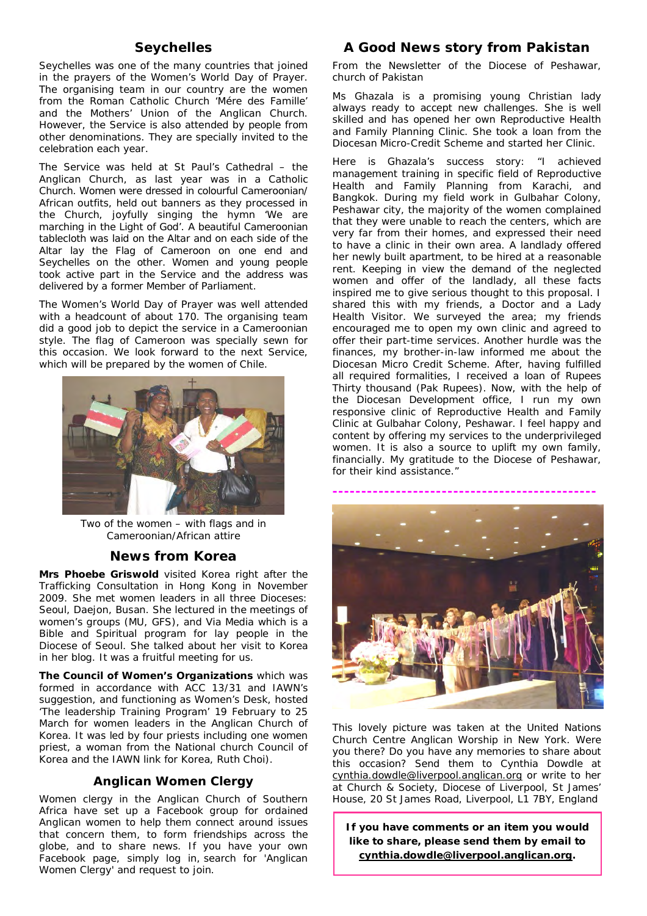## Seychelles

Seychelles was one of the many countries that joined in the prayers of the Women's World Day of Prayer. The organising team in our country are the women from the Roman Catholic Church 'Mére des Famille' and the Mothers' Union of the Anglican Church. However, the Service is also attended by people from other denominations. They are specially invited to the celebration each year.

The Service was held at St Paul's Cathedral – the Anglican Church, as last year was in a Catholic Church. Women were dressed in colourful Cameroonian/ African outfits, held out banners as they processed in the Church, joyfully singing the hymn 'We are marching in the Light of God'. A beautiful Cameroonian tablecloth was laid on the Altar and on each side of the Altar lay the Flag of Cameroon on one end and Seychelles on the other. Women and young people took active part in the Service and the address was delivered by a former Member of Parliament.

The Women's World Day of Prayer was well attended with a headcount of about 170. The organising team did a good job to depict the service in a Cameroonian style. The flag of Cameroon was specially sewn for this occasion. We look forward to the next Service, which will be prepared by the women of Chile.

Two of the women – with flags and in Cameroonian/African attire

## News from Korea

**Mrs Phoebe Griswold** visited Korea right after the Trafficking Consultation in Hong Kong in November 2009. She met women leaders in all three Dioceses: Seoul, Daejon, Busan. She lectured in the meetings of women's groups (MU, GFS), and Via Media which is a Bible and Spiritual program for lay people in the Diocese of Seoul. She talked about her visit to Korea in her blog. It was a fruitful meeting for us.

**The Council of Women's Organizations** which was formed in accordance with ACC 13/31 and IAWN's suggestion, and functioning as Women's Desk, hosted 'The leadership Training Program' 19 February to 25 March for women leaders in the Anglican Church of Korea. It was led by four priests including one women priest, a woman from the National church Council of Korea and the IAWN link for Korea, Ruth Choi).

## Anglican Women Clergy

Women clergy in the Anglican Church of Southern Africa have set up a Facebook group for ordained Anglican women to help them connect around issues that concern them, to form friendships across the globe, and to share news. If you have your own Facebook page, simply log in, search for 'Anglican Women Clergy' and request to join.

## A Good News story from Pakistan

From the Newsletter of the Diocese of Peshawar, church of Pakistan

Ms Ghazala is a promising young Christian lady always ready to accept new challenges. She is well skilled and has opened her own Reproductive Health and Family Planning Clinic. She took a loan from the Diocesan Micro-Credit Scheme and started her Clinic.

Here is Ghazala's success story: "I achieved management training in specific field of Reproductive Health and Family Planning from Karachi, and Bangkok. During my field work in Gulbahar Colony, Peshawar city, the majority of the women complained that they were unable to reach the centers, which are very far from their homes, and expressed their need to have a clinic in their own area. A landlady offered her newly built apartment, to be hired at a reasonable rent. Keeping in view the demand of the neglected women and offer of the landlady, all these facts inspired me to give serious thought to this proposal. I shared this with my friends, a Doctor and a Lady Health Visitor. We surveyed the area; my friends encouraged me to open my own clinic and agreed to offer their part-time services. Another hurdle was the finances, my brother-in-law informed me about the Diocesan Micro Credit Scheme. After, having fulfilled all required formalities, I received a loan of Rupees Thirty thousand (Pak Rupees). Now, with the help of the Diocesan Development office, I run my own responsive clinic of Reproductive Health and Family Clinic at Gulbahar Colony, Peshawar. I feel happy and content by offering my services to the underprivileged women. It is also a source to uplift my own family, financially. My gratitude to the Diocese of Peshawar, for their kind assistance."

This lovely picture was taken at the United Nations Church Centre Anglican Worship in New York. Were you there? Do you have any memories to share about this occasion? Send them to Cynthia Dowdle at cynthia.dowdle@liverpool.anglican.org or write to her at Church & Society, Diocese of Liverpool, St James' House, 20 St James Road, Liverpool, L1 7BY, England

**If you have comments or an item you would like to share, please send them by email to cynthia.dowdle@liverpool.anglican.org.**